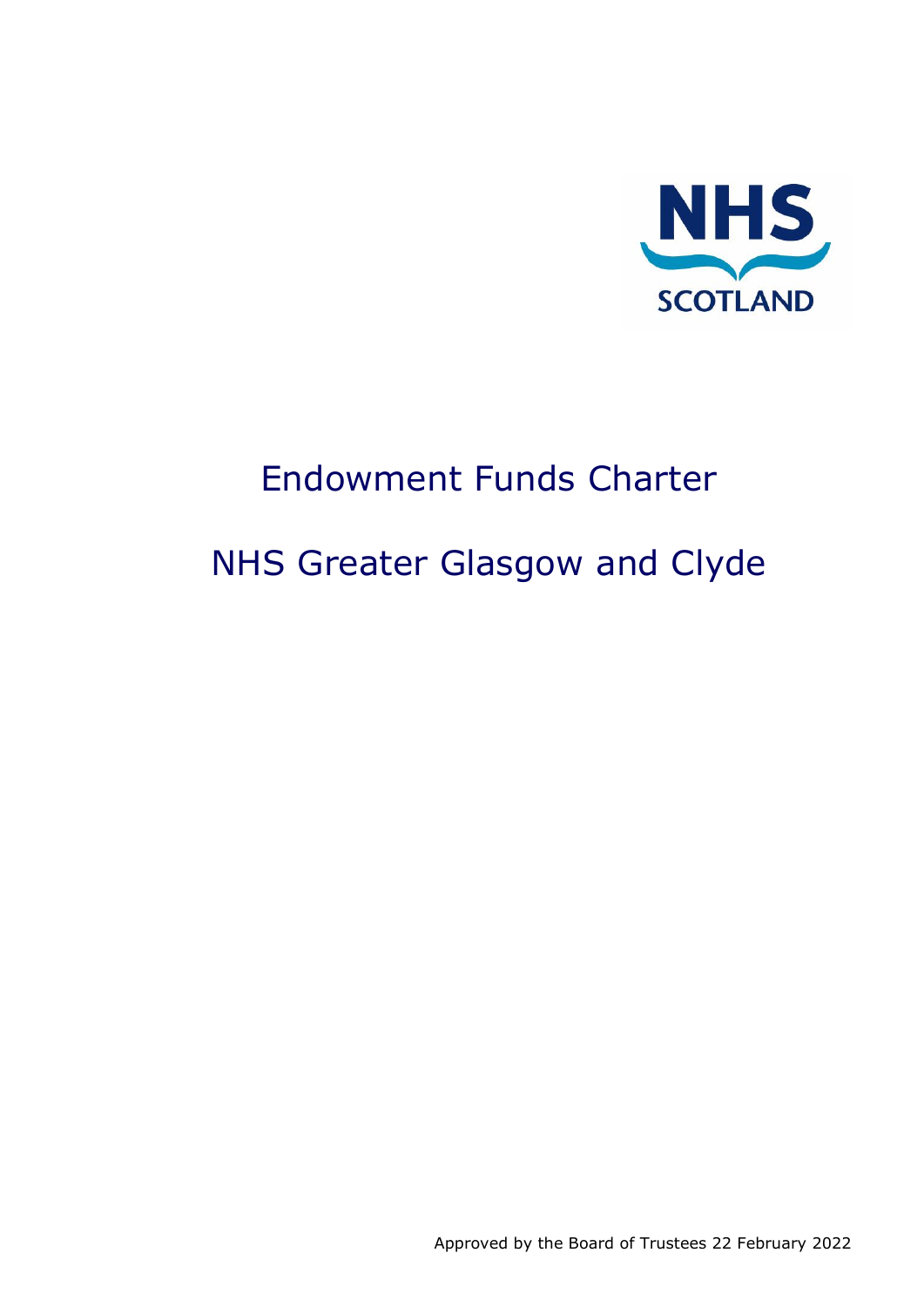NHS SCOTLAND

# Endowment Funds Charter

# NHS Greater Glasgow and Clyde

Approved by the Board of Trustees 22 February 2022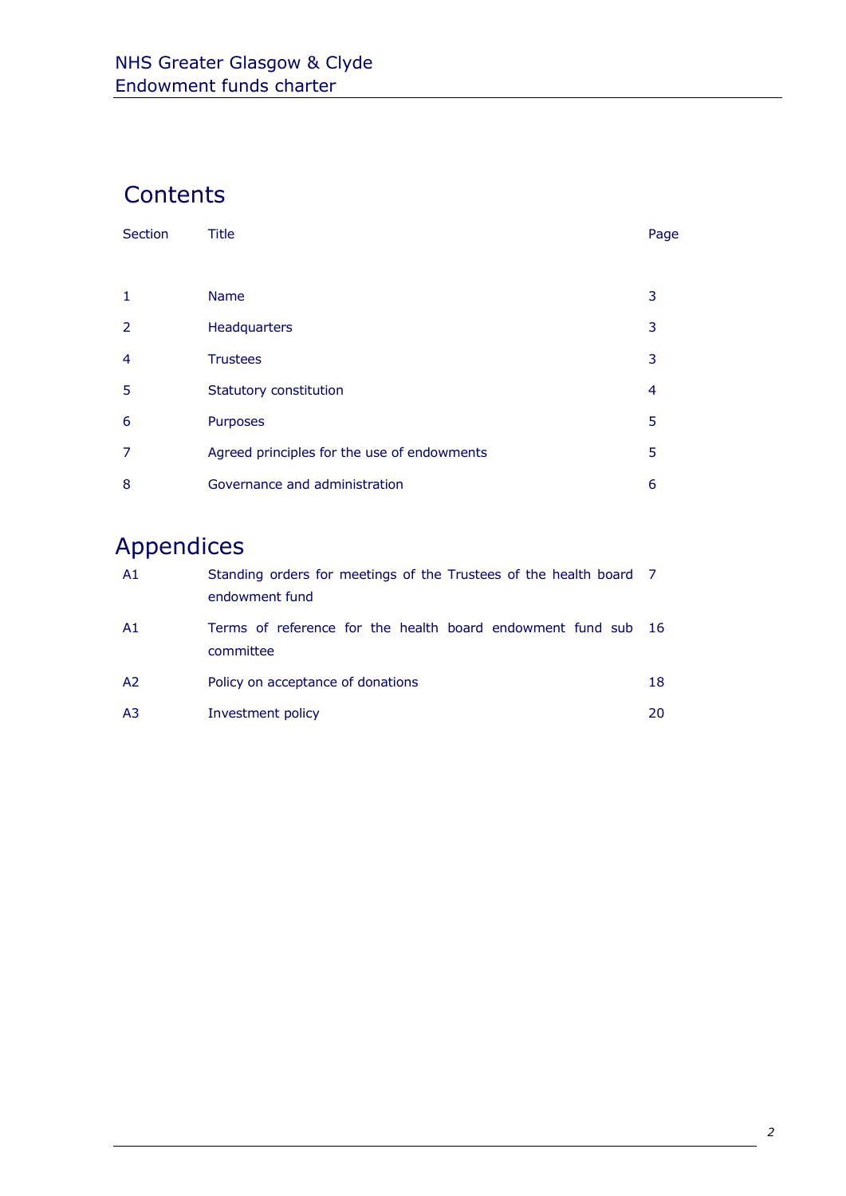# Contents

| Section | Title | Page |
|---|---|---|
| 1 | Name | 3 |
| 2 | Headquarters | 3 |
| 4 | Trustees | 3 |
| 5 | Statutory constitution | 4 |
| 6 | Purposes | 5 |
| 7 | Agreed principles for the use of endowments | 5 |
| 8 | Governance and administration | 6 |

# Appendices

| | | |
|---|---|---|
| A1 | Standing orders for meetings of the Trustees of the health board endowment fund | 7 |
| A1 | Terms of reference for the health board endowment fund sub committee | 16 |
| A2 | Policy on acceptance of donations | 18 |
| A3 | Investment policy | 20 |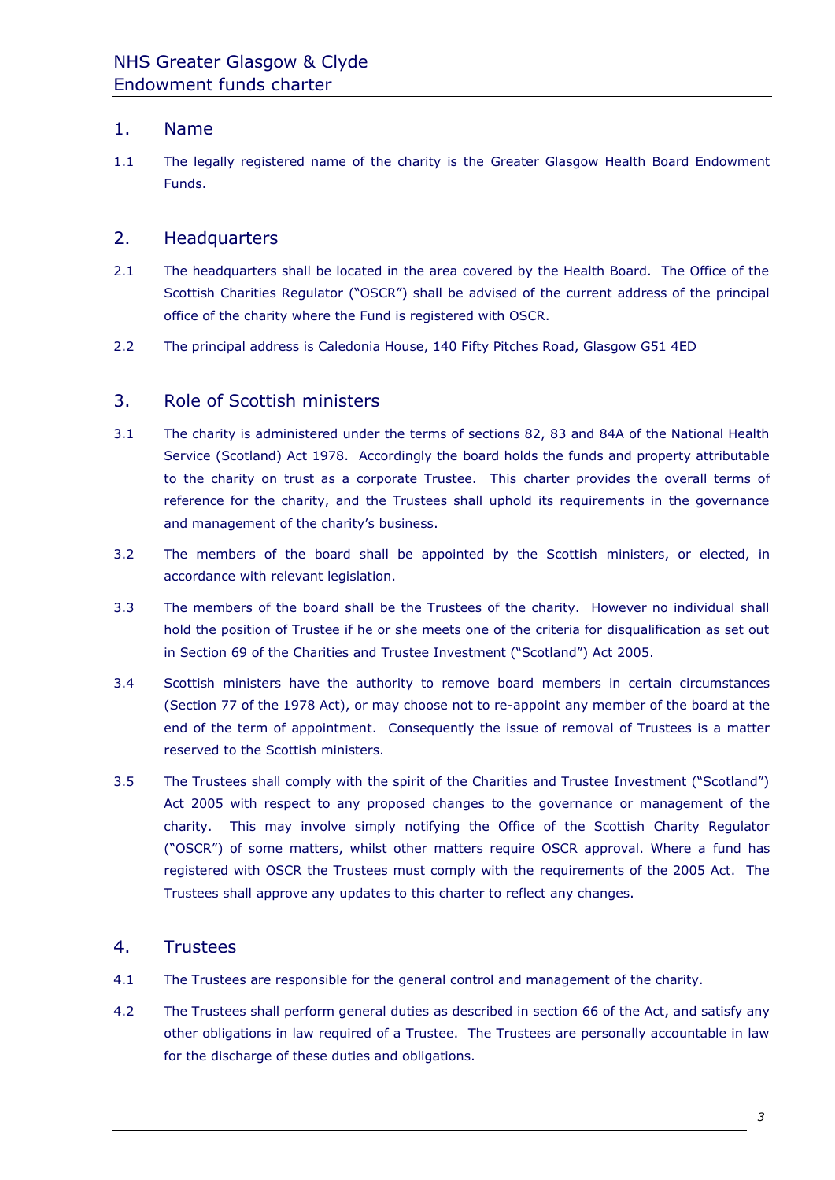## 1. Name

1.1 The legally registered name of the charity is the Greater Glasgow Health Board Endowment Funds.

## 2. Headquarters

2.1 The headquarters shall be located in the area covered by the Health Board. The Office of the Scottish Charities Regulator ("OSCR") shall be advised of the current address of the principal office of the charity where the Fund is registered with OSCR.

2.2 The principal address is Caledonia House, 140 Fifty Pitches Road, Glasgow G51 4ED

## 3. Role of Scottish ministers

3.1 The charity is administered under the terms of sections 82, 83 and 84A of the National Health Service (Scotland) Act 1978. Accordingly the board holds the funds and property attributable to the charity on trust as a corporate Trustee. This charter provides the overall terms of reference for the charity, and the Trustees shall uphold its requirements in the governance and management of the charity's business.

3.2 The members of the board shall be appointed by the Scottish ministers, or elected, in accordance with relevant legislation.

3.3 The members of the board shall be the Trustees of the charity. However no individual shall hold the position of Trustee if he or she meets one of the criteria for disqualification as set out in Section 69 of the Charities and Trustee Investment ("Scotland") Act 2005.

3.4 Scottish ministers have the authority to remove board members in certain circumstances (Section 77 of the 1978 Act), or may choose not to re-appoint any member of the board at the end of the term of appointment. Consequently the issue of removal of Trustees is a matter reserved to the Scottish ministers.

3.5 The Trustees shall comply with the spirit of the Charities and Trustee Investment ("Scotland") Act 2005 with respect to any proposed changes to the governance or management of the charity. This may involve simply notifying the Office of the Scottish Charity Regulator ("OSCR") of some matters, whilst other matters require OSCR approval. Where a fund has registered with OSCR the Trustees must comply with the requirements of the 2005 Act. The Trustees shall approve any updates to this charter to reflect any changes.

## 4. Trustees

4.1 The Trustees are responsible for the general control and management of the charity.

4.2 The Trustees shall perform general duties as described in section 66 of the Act, and satisfy any other obligations in law required of a Trustee. The Trustees are personally accountable in law for the discharge of these duties and obligations.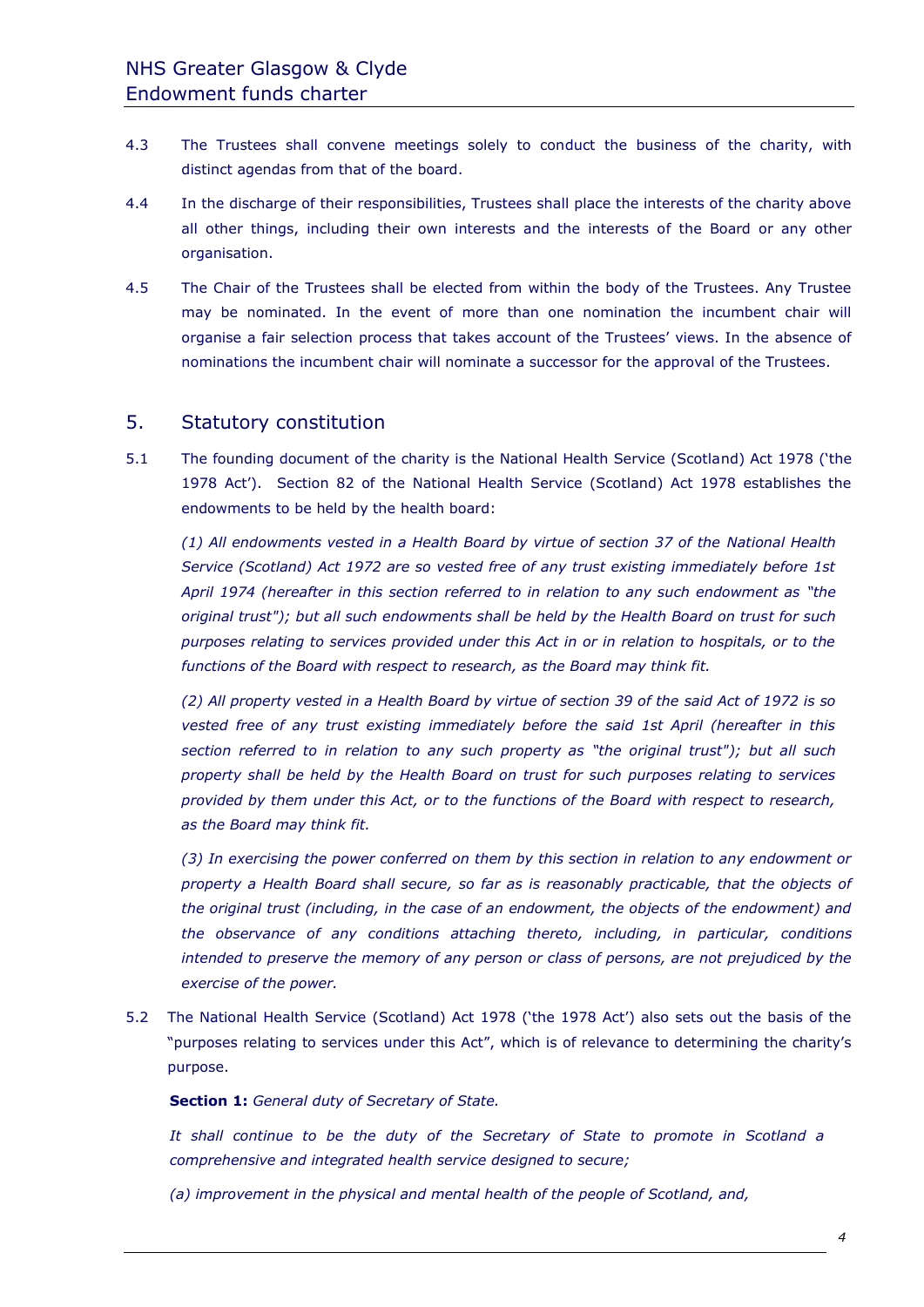4.3 The Trustees shall convene meetings solely to conduct the business of the charity, with distinct agendas from that of the board.

4.4 In the discharge of their responsibilities, Trustees shall place the interests of the charity above all other things, including their own interests and the interests of the Board or any other organisation.

4.5 The Chair of the Trustees shall be elected from within the body of the Trustees. Any Trustee may be nominated. In the event of more than one nomination the incumbent chair will organise a fair selection process that takes account of the Trustees' views. In the absence of nominations the incumbent chair will nominate a successor for the approval of the Trustees.

## 5. Statutory constitution

5.1 The founding document of the charity is the National Health Service (Scotland) Act 1978 ('the 1978 Act'). Section 82 of the National Health Service (Scotland) Act 1978 establishes the endowments to be held by the health board:

*(1) All endowments vested in a Health Board by virtue of section 37 of the National Health Service (Scotland) Act 1972 are so vested free of any trust existing immediately before 1st April 1974 (hereafter in this section referred to in relation to any such endowment as "the original trust"); but all such endowments shall be held by the Health Board on trust for such purposes relating to services provided under this Act in or in relation to hospitals, or to the functions of the Board with respect to research, as the Board may think fit.*

*(2) All property vested in a Health Board by virtue of section 39 of the said Act of 1972 is so vested free of any trust existing immediately before the said 1st April (hereafter in this section referred to in relation to any such property as "the original trust"); but all such property shall be held by the Health Board on trust for such purposes relating to services provided by them under this Act, or to the functions of the Board with respect to research, as the Board may think fit.*

*(3) In exercising the power conferred on them by this section in relation to any endowment or property a Health Board shall secure, so far as is reasonably practicable, that the objects of the original trust (including, in the case of an endowment, the objects of the endowment) and the observance of any conditions attaching thereto, including, in particular, conditions intended to preserve the memory of any person or class of persons, are not prejudiced by the exercise of the power.*

5.2 The National Health Service (Scotland) Act 1978 ('the 1978 Act') also sets out the basis of the "purposes relating to services under this Act", which is of relevance to determining the charity's purpose.

**Section 1:** *General duty of Secretary of State.*

*It shall continue to be the duty of the Secretary of State to promote in Scotland a comprehensive and integrated health service designed to secure;*

*(a) improvement in the physical and mental health of the people of Scotland, and,*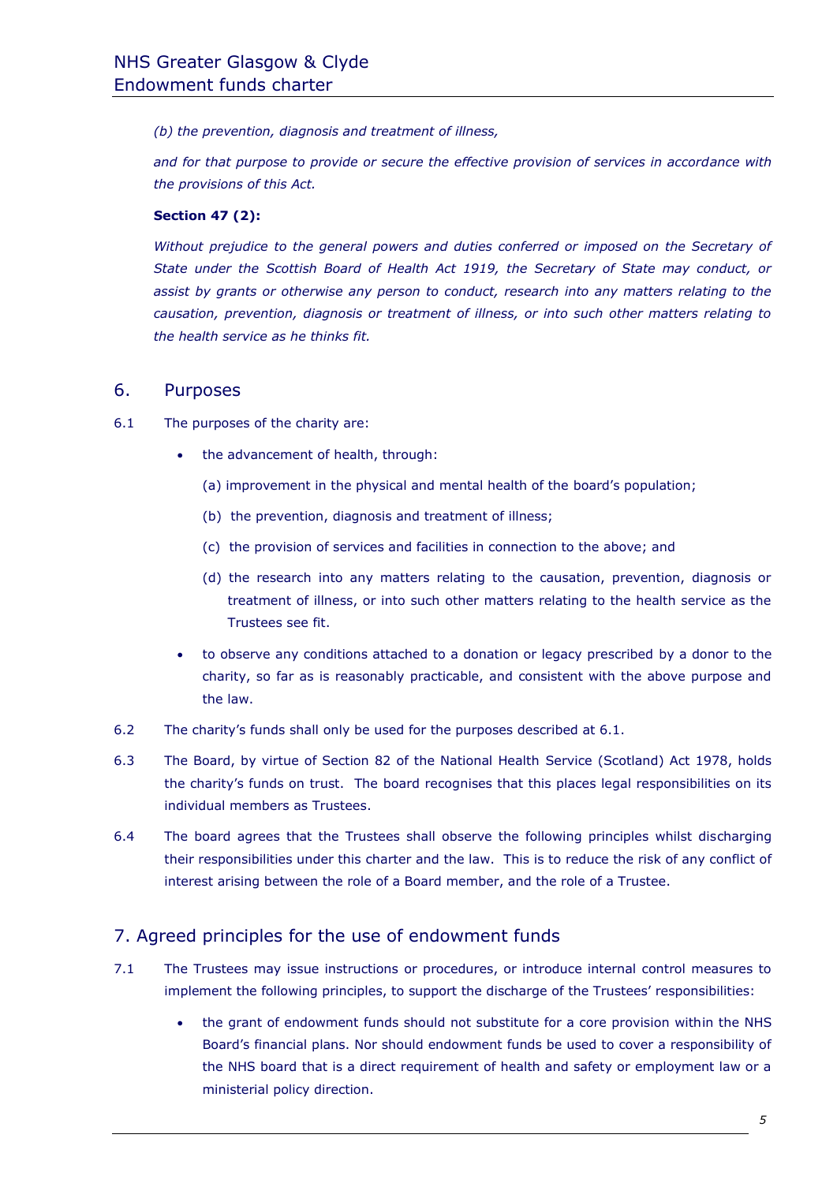*(b) the prevention, diagnosis and treatment of illness,*

*and for that purpose to provide or secure the effective provision of services in accordance with the provisions of this Act.*

**Section 47 (2):**

*Without prejudice to the general powers and duties conferred or imposed on the Secretary of State under the Scottish Board of Health Act 1919, the Secretary of State may conduct, or assist by grants or otherwise any person to conduct, research into any matters relating to the causation, prevention, diagnosis or treatment of illness, or into such other matters relating to the health service as he thinks fit.*

## 6. Purposes

6.1 The purposes of the charity are:

- the advancement of health, through:

  (a) improvement in the physical and mental health of the board's population;

  (b) the prevention, diagnosis and treatment of illness;

  (c) the provision of services and facilities in connection to the above; and

  (d) the research into any matters relating to the causation, prevention, diagnosis or treatment of illness, or into such other matters relating to the health service as the Trustees see fit.

- to observe any conditions attached to a donation or legacy prescribed by a donor to the charity, so far as is reasonably practicable, and consistent with the above purpose and the law.

6.2 The charity's funds shall only be used for the purposes described at 6.1.

6.3 The Board, by virtue of Section 82 of the National Health Service (Scotland) Act 1978, holds the charity's funds on trust. The board recognises that this places legal responsibilities on its individual members as Trustees.

6.4 The board agrees that the Trustees shall observe the following principles whilst discharging their responsibilities under this charter and the law. This is to reduce the risk of any conflict of interest arising between the role of a Board member, and the role of a Trustee.

## 7. Agreed principles for the use of endowment funds

7.1 The Trustees may issue instructions or procedures, or introduce internal control measures to implement the following principles, to support the discharge of the Trustees' responsibilities:

- the grant of endowment funds should not substitute for a core provision within the NHS Board's financial plans. Nor should endowment funds be used to cover a responsibility of the NHS board that is a direct requirement of health and safety or employment law or a ministerial policy direction.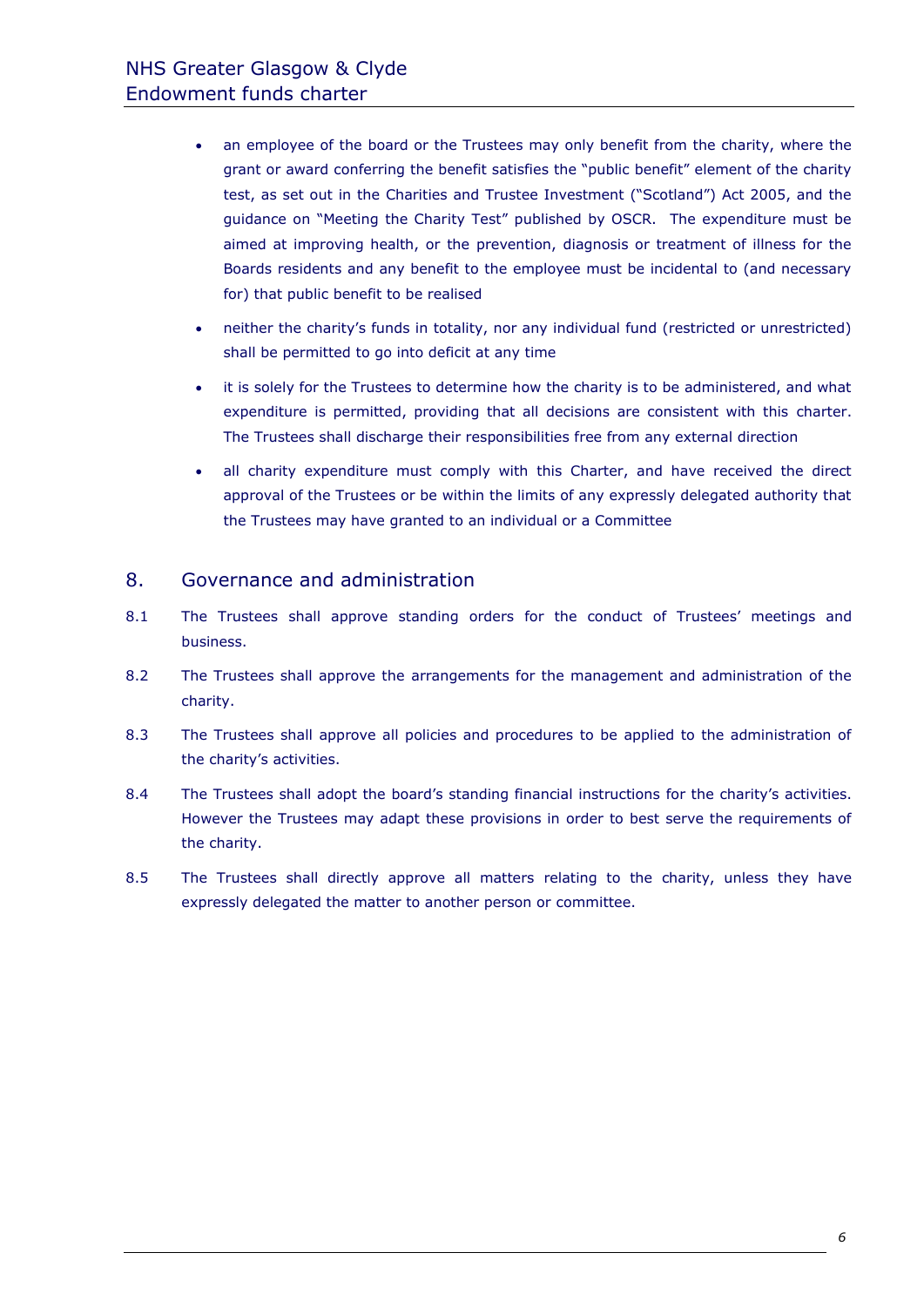- an employee of the board or the Trustees may only benefit from the charity, where the grant or award conferring the benefit satisfies the "public benefit" element of the charity test, as set out in the Charities and Trustee Investment ("Scotland") Act 2005, and the guidance on "Meeting the Charity Test" published by OSCR. The expenditure must be aimed at improving health, or the prevention, diagnosis or treatment of illness for the Boards residents and any benefit to the employee must be incidental to (and necessary for) that public benefit to be realised
- neither the charity's funds in totality, nor any individual fund (restricted or unrestricted) shall be permitted to go into deficit at any time
- it is solely for the Trustees to determine how the charity is to be administered, and what expenditure is permitted, providing that all decisions are consistent with this charter. The Trustees shall discharge their responsibilities free from any external direction
- all charity expenditure must comply with this Charter, and have received the direct approval of the Trustees or be within the limits of any expressly delegated authority that the Trustees may have granted to an individual or a Committee

## 8. Governance and administration

8.1 The Trustees shall approve standing orders for the conduct of Trustees' meetings and business.

8.2 The Trustees shall approve the arrangements for the management and administration of the charity.

8.3 The Trustees shall approve all policies and procedures to be applied to the administration of the charity's activities.

8.4 The Trustees shall adopt the board's standing financial instructions for the charity's activities. However the Trustees may adapt these provisions in order to best serve the requirements of the charity.

8.5 The Trustees shall directly approve all matters relating to the charity, unless they have expressly delegated the matter to another person or committee.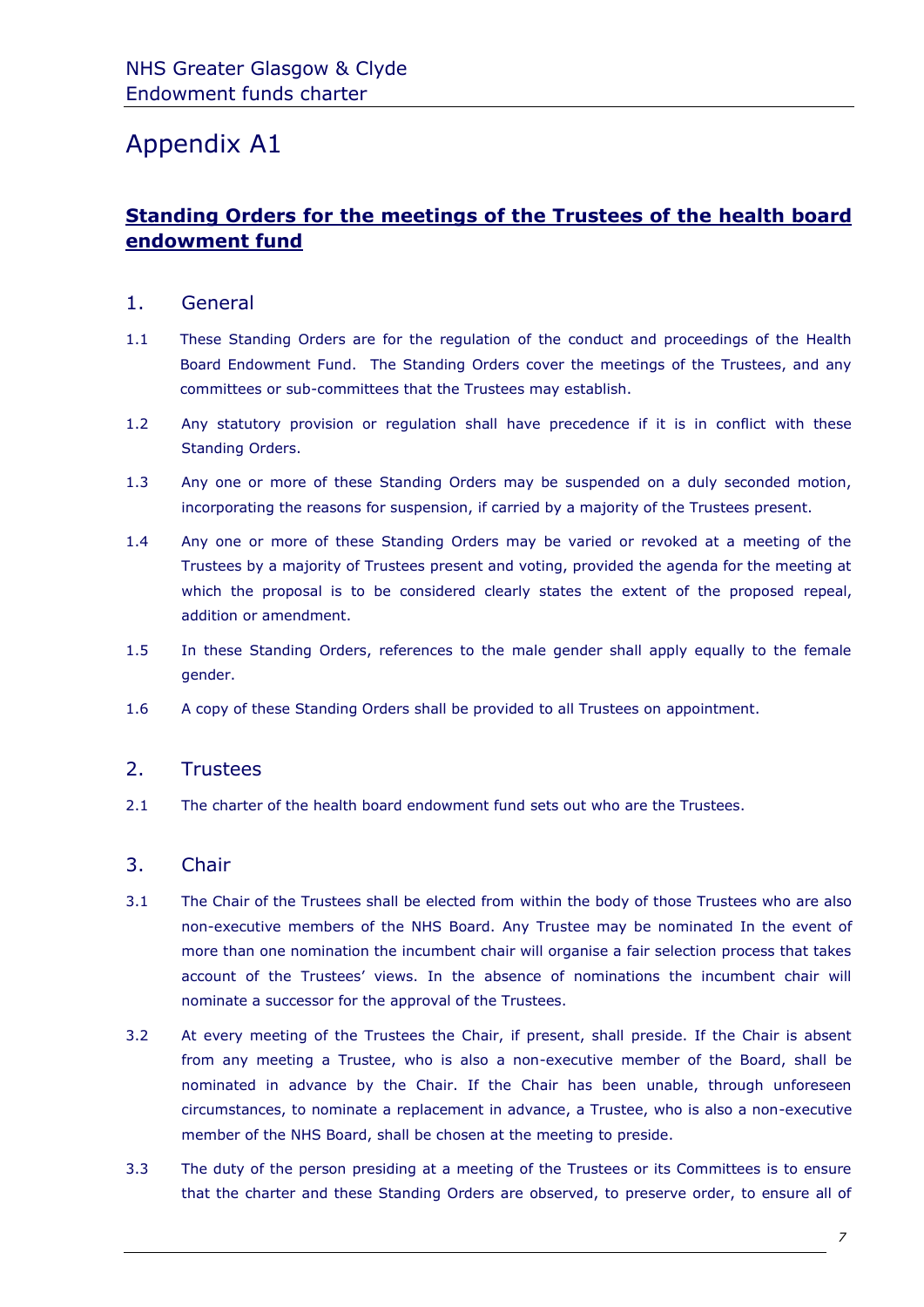# Appendix A1

## Standing Orders for the meetings of the Trustees of the health board endowment fund

### 1. General

1.1 These Standing Orders are for the regulation of the conduct and proceedings of the Health Board Endowment Fund. The Standing Orders cover the meetings of the Trustees, and any committees or sub-committees that the Trustees may establish.

1.2 Any statutory provision or regulation shall have precedence if it is in conflict with these Standing Orders.

1.3 Any one or more of these Standing Orders may be suspended on a duly seconded motion, incorporating the reasons for suspension, if carried by a majority of the Trustees present.

1.4 Any one or more of these Standing Orders may be varied or revoked at a meeting of the Trustees by a majority of Trustees present and voting, provided the agenda for the meeting at which the proposal is to be considered clearly states the extent of the proposed repeal, addition or amendment.

1.5 In these Standing Orders, references to the male gender shall apply equally to the female gender.

1.6 A copy of these Standing Orders shall be provided to all Trustees on appointment.

### 2. Trustees

2.1 The charter of the health board endowment fund sets out who are the Trustees.

### 3. Chair

3.1 The Chair of the Trustees shall be elected from within the body of those Trustees who are also non-executive members of the NHS Board. Any Trustee may be nominated In the event of more than one nomination the incumbent chair will organise a fair selection process that takes account of the Trustees' views. In the absence of nominations the incumbent chair will nominate a successor for the approval of the Trustees.

3.2 At every meeting of the Trustees the Chair, if present, shall preside. If the Chair is absent from any meeting a Trustee, who is also a non-executive member of the Board, shall be nominated in advance by the Chair. If the Chair has been unable, through unforeseen circumstances, to nominate a replacement in advance, a Trustee, who is also a non-executive member of the NHS Board, shall be chosen at the meeting to preside.

3.3 The duty of the person presiding at a meeting of the Trustees or its Committees is to ensure that the charter and these Standing Orders are observed, to preserve order, to ensure all of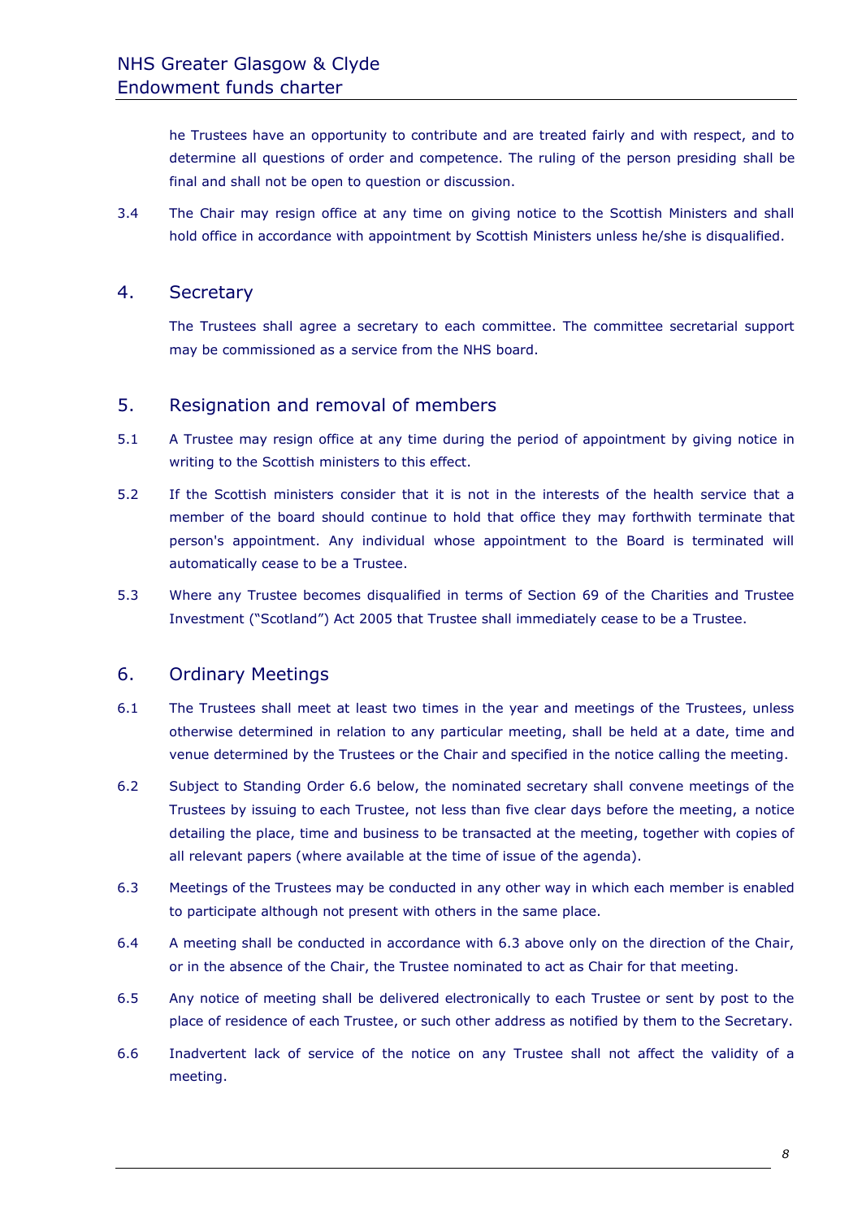he Trustees have an opportunity to contribute and are treated fairly and with respect, and to determine all questions of order and competence. The ruling of the person presiding shall be final and shall not be open to question or discussion.

3.4 The Chair may resign office at any time on giving notice to the Scottish Ministers and shall hold office in accordance with appointment by Scottish Ministers unless he/she is disqualified.

## 4. Secretary

The Trustees shall agree a secretary to each committee. The committee secretarial support may be commissioned as a service from the NHS board.

## 5. Resignation and removal of members

5.1 A Trustee may resign office at any time during the period of appointment by giving notice in writing to the Scottish ministers to this effect.

5.2 If the Scottish ministers consider that it is not in the interests of the health service that a member of the board should continue to hold that office they may forthwith terminate that person's appointment. Any individual whose appointment to the Board is terminated will automatically cease to be a Trustee.

5.3 Where any Trustee becomes disqualified in terms of Section 69 of the Charities and Trustee Investment ("Scotland") Act 2005 that Trustee shall immediately cease to be a Trustee.

## 6. Ordinary Meetings

6.1 The Trustees shall meet at least two times in the year and meetings of the Trustees, unless otherwise determined in relation to any particular meeting, shall be held at a date, time and venue determined by the Trustees or the Chair and specified in the notice calling the meeting.

6.2 Subject to Standing Order 6.6 below, the nominated secretary shall convene meetings of the Trustees by issuing to each Trustee, not less than five clear days before the meeting, a notice detailing the place, time and business to be transacted at the meeting, together with copies of all relevant papers (where available at the time of issue of the agenda).

6.3 Meetings of the Trustees may be conducted in any other way in which each member is enabled to participate although not present with others in the same place.

6.4 A meeting shall be conducted in accordance with 6.3 above only on the direction of the Chair, or in the absence of the Chair, the Trustee nominated to act as Chair for that meeting.

6.5 Any notice of meeting shall be delivered electronically to each Trustee or sent by post to the place of residence of each Trustee, or such other address as notified by them to the Secretary.

6.6 Inadvertent lack of service of the notice on any Trustee shall not affect the validity of a meeting.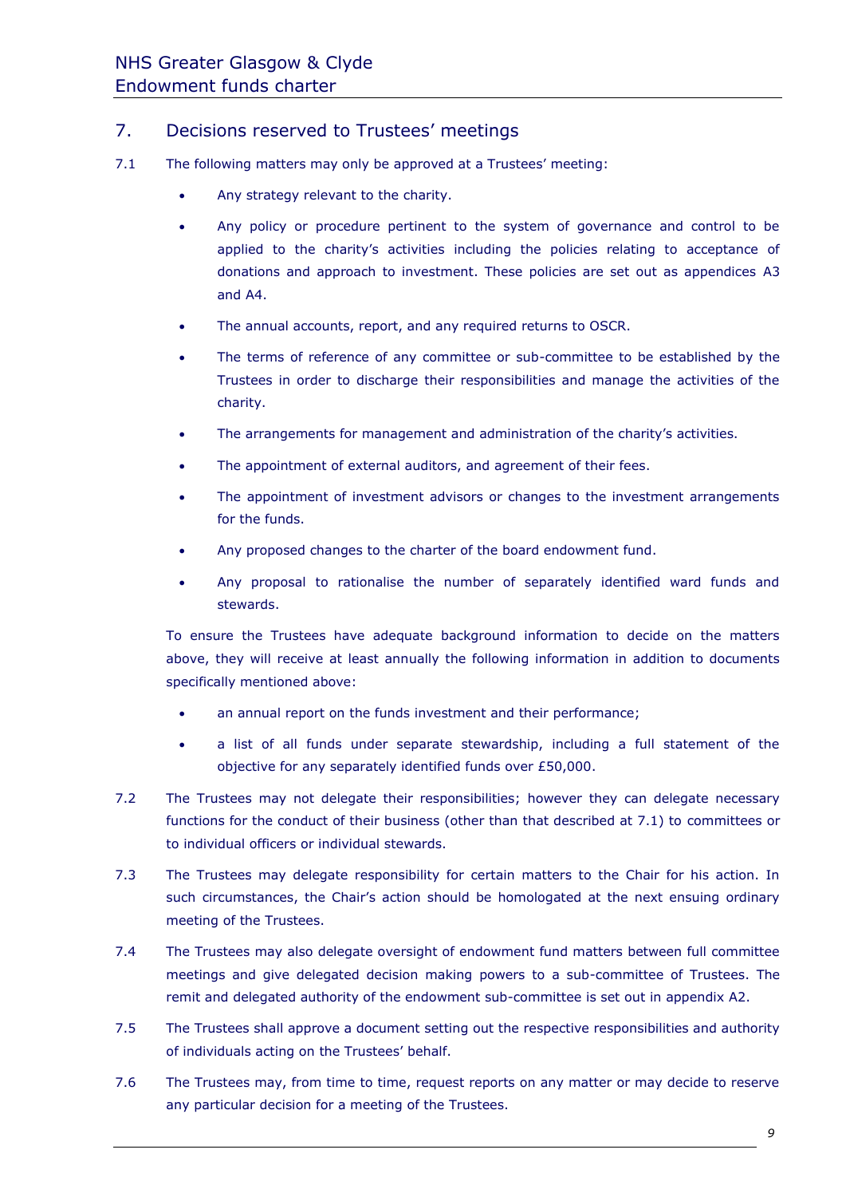## 7. Decisions reserved to Trustees' meetings

7.1 The following matters may only be approved at a Trustees' meeting:

- Any strategy relevant to the charity.
- Any policy or procedure pertinent to the system of governance and control to be applied to the charity's activities including the policies relating to acceptance of donations and approach to investment. These policies are set out as appendices A3 and A4.
- The annual accounts, report, and any required returns to OSCR.
- The terms of reference of any committee or sub-committee to be established by the Trustees in order to discharge their responsibilities and manage the activities of the charity.
- The arrangements for management and administration of the charity's activities.
- The appointment of external auditors, and agreement of their fees.
- The appointment of investment advisors or changes to the investment arrangements for the funds.
- Any proposed changes to the charter of the board endowment fund.
- Any proposal to rationalise the number of separately identified ward funds and stewards.

To ensure the Trustees have adequate background information to decide on the matters above, they will receive at least annually the following information in addition to documents specifically mentioned above:

- an annual report on the funds investment and their performance;
- a list of all funds under separate stewardship, including a full statement of the objective for any separately identified funds over £50,000.

7.2 The Trustees may not delegate their responsibilities; however they can delegate necessary functions for the conduct of their business (other than that described at 7.1) to committees or to individual officers or individual stewards.

7.3 The Trustees may delegate responsibility for certain matters to the Chair for his action. In such circumstances, the Chair's action should be homologated at the next ensuing ordinary meeting of the Trustees.

7.4 The Trustees may also delegate oversight of endowment fund matters between full committee meetings and give delegated decision making powers to a sub-committee of Trustees. The remit and delegated authority of the endowment sub-committee is set out in appendix A2.

7.5 The Trustees shall approve a document setting out the respective responsibilities and authority of individuals acting on the Trustees' behalf.

7.6 The Trustees may, from time to time, request reports on any matter or may decide to reserve any particular decision for a meeting of the Trustees.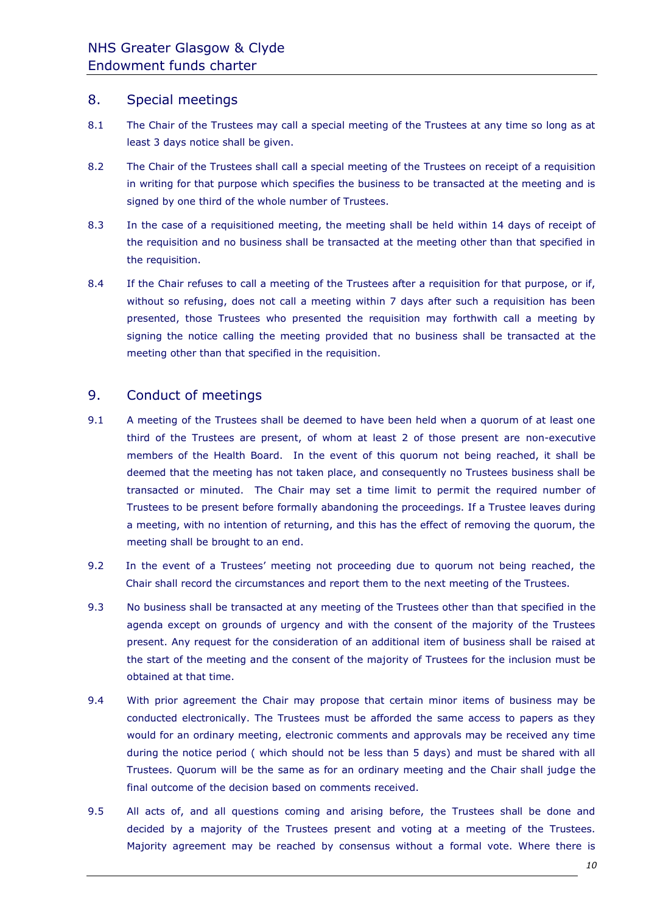## 8. Special meetings

8.1 The Chair of the Trustees may call a special meeting of the Trustees at any time so long as at least 3 days notice shall be given.

8.2 The Chair of the Trustees shall call a special meeting of the Trustees on receipt of a requisition in writing for that purpose which specifies the business to be transacted at the meeting and is signed by one third of the whole number of Trustees.

8.3 In the case of a requisitioned meeting, the meeting shall be held within 14 days of receipt of the requisition and no business shall be transacted at the meeting other than that specified in the requisition.

8.4 If the Chair refuses to call a meeting of the Trustees after a requisition for that purpose, or if, without so refusing, does not call a meeting within 7 days after such a requisition has been presented, those Trustees who presented the requisition may forthwith call a meeting by signing the notice calling the meeting provided that no business shall be transacted at the meeting other than that specified in the requisition.

## 9. Conduct of meetings

9.1 A meeting of the Trustees shall be deemed to have been held when a quorum of at least one third of the Trustees are present, of whom at least 2 of those present are non-executive members of the Health Board. In the event of this quorum not being reached, it shall be deemed that the meeting has not taken place, and consequently no Trustees business shall be transacted or minuted. The Chair may set a time limit to permit the required number of Trustees to be present before formally abandoning the proceedings. If a Trustee leaves during a meeting, with no intention of returning, and this has the effect of removing the quorum, the meeting shall be brought to an end.

9.2 In the event of a Trustees' meeting not proceeding due to quorum not being reached, the Chair shall record the circumstances and report them to the next meeting of the Trustees.

9.3 No business shall be transacted at any meeting of the Trustees other than that specified in the agenda except on grounds of urgency and with the consent of the majority of the Trustees present. Any request for the consideration of an additional item of business shall be raised at the start of the meeting and the consent of the majority of Trustees for the inclusion must be obtained at that time.

9.4 With prior agreement the Chair may propose that certain minor items of business may be conducted electronically. The Trustees must be afforded the same access to papers as they would for an ordinary meeting, electronic comments and approvals may be received any time during the notice period ( which should not be less than 5 days) and must be shared with all Trustees. Quorum will be the same as for an ordinary meeting and the Chair shall judge the final outcome of the decision based on comments received.

9.5 All acts of, and all questions coming and arising before, the Trustees shall be done and decided by a majority of the Trustees present and voting at a meeting of the Trustees. Majority agreement may be reached by consensus without a formal vote. Where there is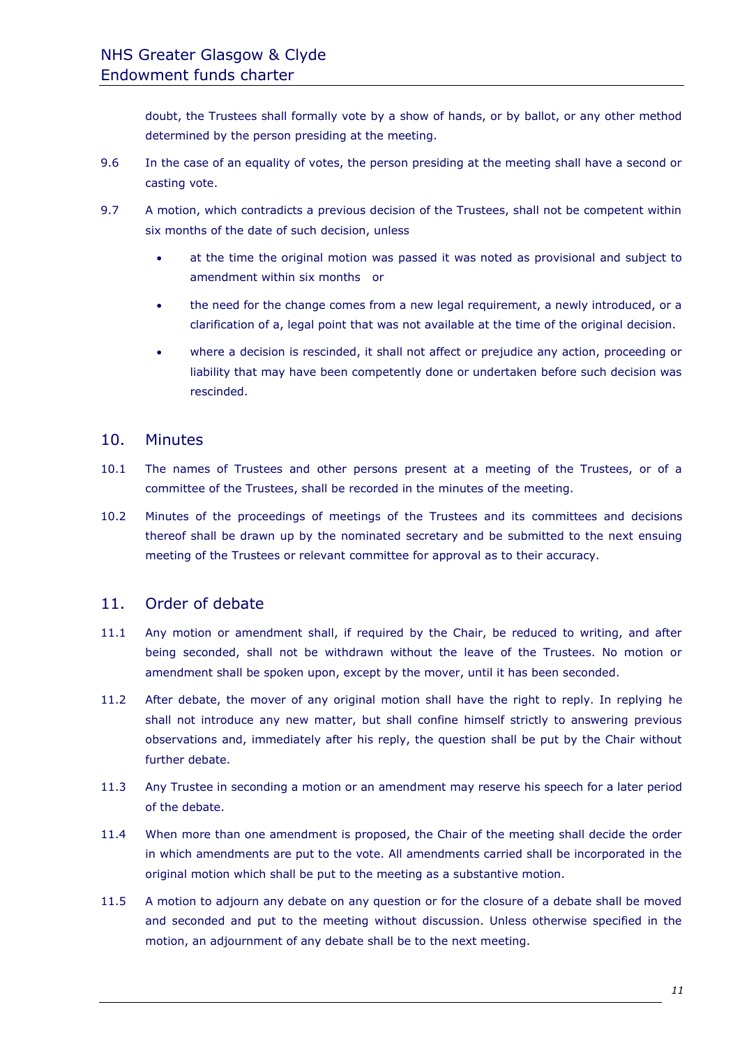doubt, the Trustees shall formally vote by a show of hands, or by ballot, or any other method determined by the person presiding at the meeting.

9.6 In the case of an equality of votes, the person presiding at the meeting shall have a second or casting vote.

9.7 A motion, which contradicts a previous decision of the Trustees, shall not be competent within six months of the date of such decision, unless

- at the time the original motion was passed it was noted as provisional and subject to amendment within six months or
- the need for the change comes from a new legal requirement, a newly introduced, or a clarification of a, legal point that was not available at the time of the original decision.
- where a decision is rescinded, it shall not affect or prejudice any action, proceeding or liability that may have been competently done or undertaken before such decision was rescinded.

## 10. Minutes

10.1 The names of Trustees and other persons present at a meeting of the Trustees, or of a committee of the Trustees, shall be recorded in the minutes of the meeting.

10.2 Minutes of the proceedings of meetings of the Trustees and its committees and decisions thereof shall be drawn up by the nominated secretary and be submitted to the next ensuing meeting of the Trustees or relevant committee for approval as to their accuracy.

## 11. Order of debate

11.1 Any motion or amendment shall, if required by the Chair, be reduced to writing, and after being seconded, shall not be withdrawn without the leave of the Trustees. No motion or amendment shall be spoken upon, except by the mover, until it has been seconded.

11.2 After debate, the mover of any original motion shall have the right to reply. In replying he shall not introduce any new matter, but shall confine himself strictly to answering previous observations and, immediately after his reply, the question shall be put by the Chair without further debate.

11.3 Any Trustee in seconding a motion or an amendment may reserve his speech for a later period of the debate.

11.4 When more than one amendment is proposed, the Chair of the meeting shall decide the order in which amendments are put to the vote. All amendments carried shall be incorporated in the original motion which shall be put to the meeting as a substantive motion.

11.5 A motion to adjourn any debate on any question or for the closure of a debate shall be moved and seconded and put to the meeting without discussion. Unless otherwise specified in the motion, an adjournment of any debate shall be to the next meeting.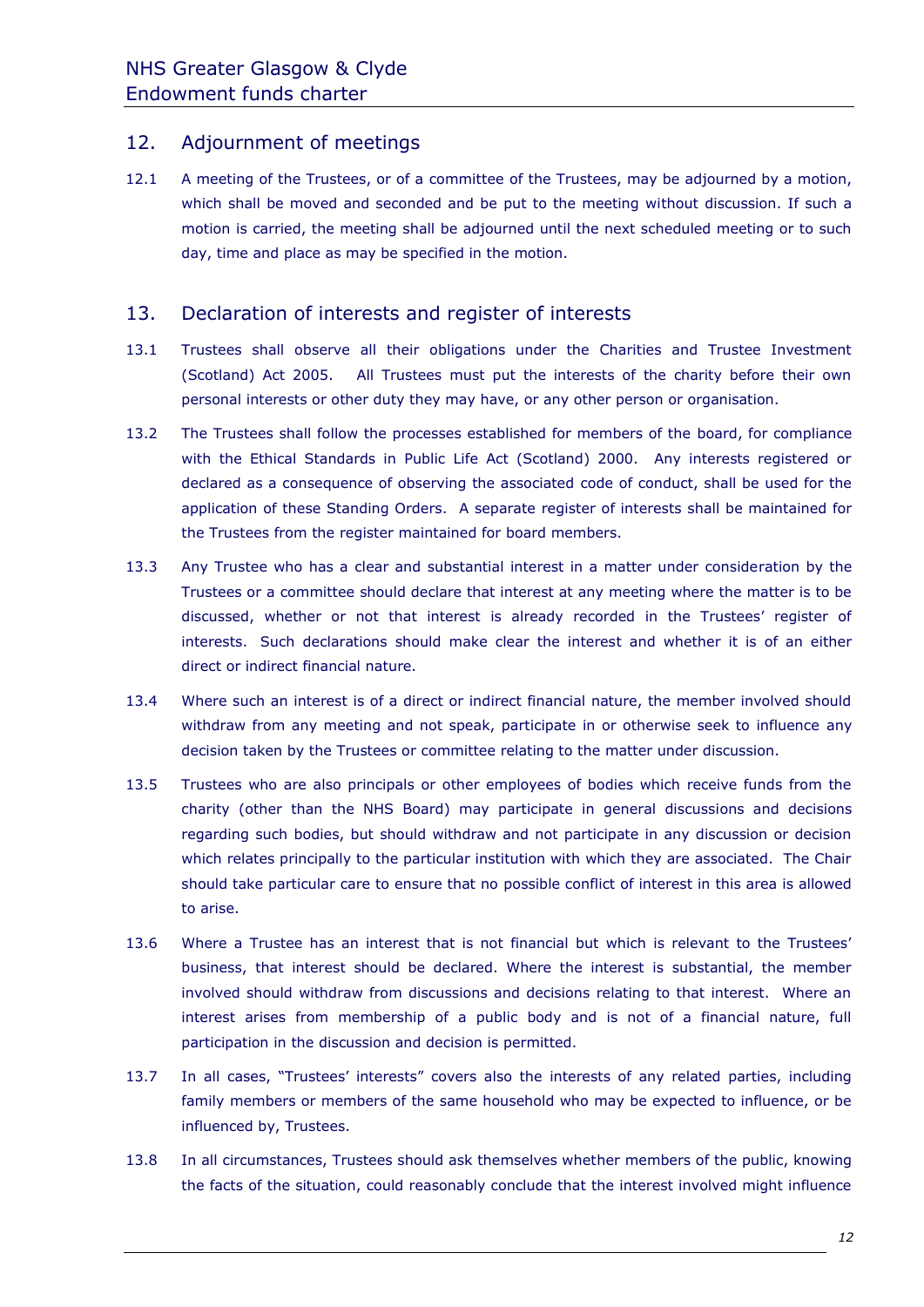## 12. Adjournment of meetings

12.1 A meeting of the Trustees, or of a committee of the Trustees, may be adjourned by a motion, which shall be moved and seconded and be put to the meeting without discussion. If such a motion is carried, the meeting shall be adjourned until the next scheduled meeting or to such day, time and place as may be specified in the motion.

## 13. Declaration of interests and register of interests

13.1 Trustees shall observe all their obligations under the Charities and Trustee Investment (Scotland) Act 2005. All Trustees must put the interests of the charity before their own personal interests or other duty they may have, or any other person or organisation.

13.2 The Trustees shall follow the processes established for members of the board, for compliance with the Ethical Standards in Public Life Act (Scotland) 2000. Any interests registered or declared as a consequence of observing the associated code of conduct, shall be used for the application of these Standing Orders. A separate register of interests shall be maintained for the Trustees from the register maintained for board members.

13.3 Any Trustee who has a clear and substantial interest in a matter under consideration by the Trustees or a committee should declare that interest at any meeting where the matter is to be discussed, whether or not that interest is already recorded in the Trustees' register of interests. Such declarations should make clear the interest and whether it is of an either direct or indirect financial nature.

13.4 Where such an interest is of a direct or indirect financial nature, the member involved should withdraw from any meeting and not speak, participate in or otherwise seek to influence any decision taken by the Trustees or committee relating to the matter under discussion.

13.5 Trustees who are also principals or other employees of bodies which receive funds from the charity (other than the NHS Board) may participate in general discussions and decisions regarding such bodies, but should withdraw and not participate in any discussion or decision which relates principally to the particular institution with which they are associated. The Chair should take particular care to ensure that no possible conflict of interest in this area is allowed to arise.

13.6 Where a Trustee has an interest that is not financial but which is relevant to the Trustees' business, that interest should be declared. Where the interest is substantial, the member involved should withdraw from discussions and decisions relating to that interest. Where an interest arises from membership of a public body and is not of a financial nature, full participation in the discussion and decision is permitted.

13.7 In all cases, "Trustees' interests" covers also the interests of any related parties, including family members or members of the same household who may be expected to influence, or be influenced by, Trustees.

13.8 In all circumstances, Trustees should ask themselves whether members of the public, knowing the facts of the situation, could reasonably conclude that the interest involved might influence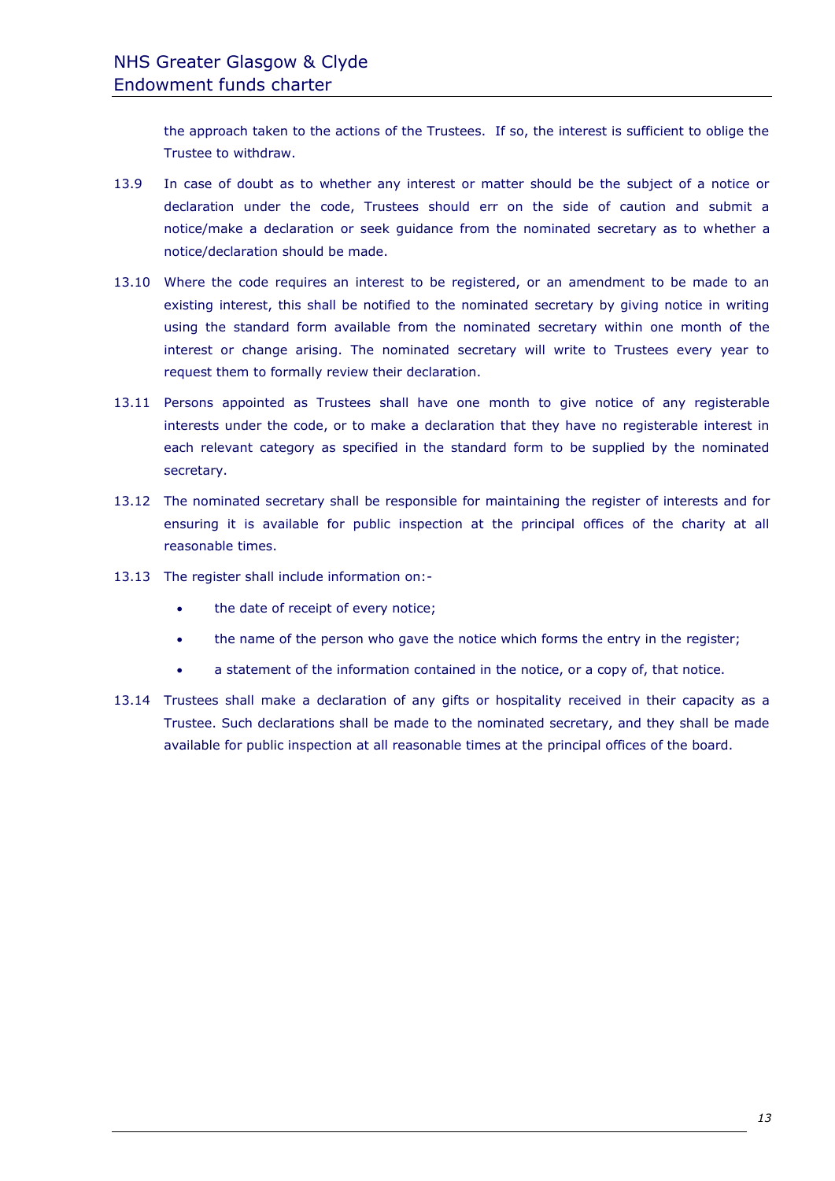the approach taken to the actions of the Trustees. If so, the interest is sufficient to oblige the Trustee to withdraw.

13.9 In case of doubt as to whether any interest or matter should be the subject of a notice or declaration under the code, Trustees should err on the side of caution and submit a notice/make a declaration or seek guidance from the nominated secretary as to whether a notice/declaration should be made.

13.10 Where the code requires an interest to be registered, or an amendment to be made to an existing interest, this shall be notified to the nominated secretary by giving notice in writing using the standard form available from the nominated secretary within one month of the interest or change arising. The nominated secretary will write to Trustees every year to request them to formally review their declaration.

13.11 Persons appointed as Trustees shall have one month to give notice of any registerable interests under the code, or to make a declaration that they have no registerable interest in each relevant category as specified in the standard form to be supplied by the nominated secretary.

13.12 The nominated secretary shall be responsible for maintaining the register of interests and for ensuring it is available for public inspection at the principal offices of the charity at all reasonable times.

13.13 The register shall include information on:-

- the date of receipt of every notice;
- the name of the person who gave the notice which forms the entry in the register;
- a statement of the information contained in the notice, or a copy of, that notice.

13.14 Trustees shall make a declaration of any gifts or hospitality received in their capacity as a Trustee. Such declarations shall be made to the nominated secretary, and they shall be made available for public inspection at all reasonable times at the principal offices of the board.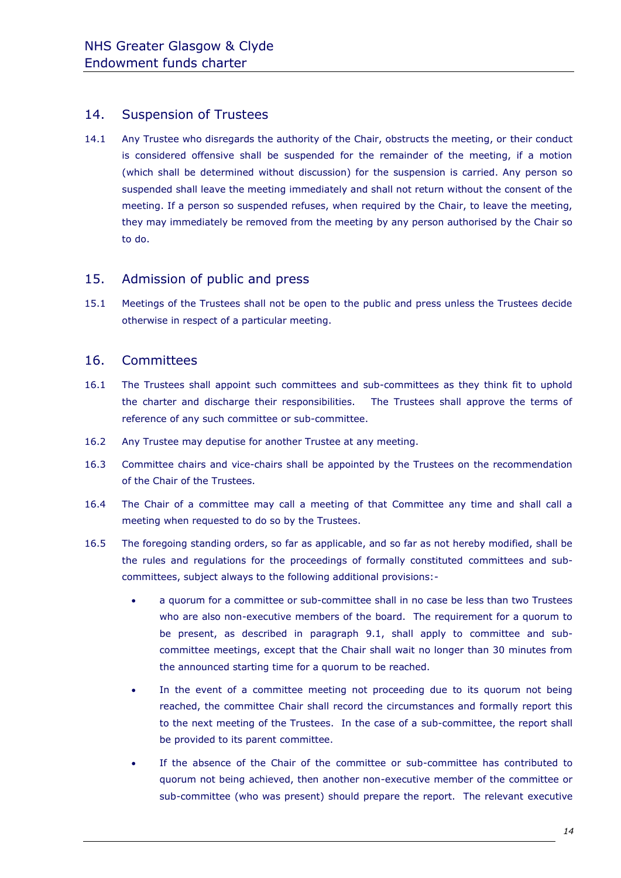## 14. Suspension of Trustees

14.1 Any Trustee who disregards the authority of the Chair, obstructs the meeting, or their conduct is considered offensive shall be suspended for the remainder of the meeting, if a motion (which shall be determined without discussion) for the suspension is carried. Any person so suspended shall leave the meeting immediately and shall not return without the consent of the meeting. If a person so suspended refuses, when required by the Chair, to leave the meeting, they may immediately be removed from the meeting by any person authorised by the Chair so to do.

## 15. Admission of public and press

15.1 Meetings of the Trustees shall not be open to the public and press unless the Trustees decide otherwise in respect of a particular meeting.

## 16. Committees

16.1 The Trustees shall appoint such committees and sub-committees as they think fit to uphold the charter and discharge their responsibilities. The Trustees shall approve the terms of reference of any such committee or sub-committee.

16.2 Any Trustee may deputise for another Trustee at any meeting.

16.3 Committee chairs and vice-chairs shall be appointed by the Trustees on the recommendation of the Chair of the Trustees.

16.4 The Chair of a committee may call a meeting of that Committee any time and shall call a meeting when requested to do so by the Trustees.

16.5 The foregoing standing orders, so far as applicable, and so far as not hereby modified, shall be the rules and regulations for the proceedings of formally constituted committees and sub-committees, subject always to the following additional provisions:-

- a quorum for a committee or sub-committee shall in no case be less than two Trustees who are also non-executive members of the board. The requirement for a quorum to be present, as described in paragraph 9.1, shall apply to committee and sub-committee meetings, except that the Chair shall wait no longer than 30 minutes from the announced starting time for a quorum to be reached.
- In the event of a committee meeting not proceeding due to its quorum not being reached, the committee Chair shall record the circumstances and formally report this to the next meeting of the Trustees. In the case of a sub-committee, the report shall be provided to its parent committee.
- If the absence of the Chair of the committee or sub-committee has contributed to quorum not being achieved, then another non-executive member of the committee or sub-committee (who was present) should prepare the report. The relevant executive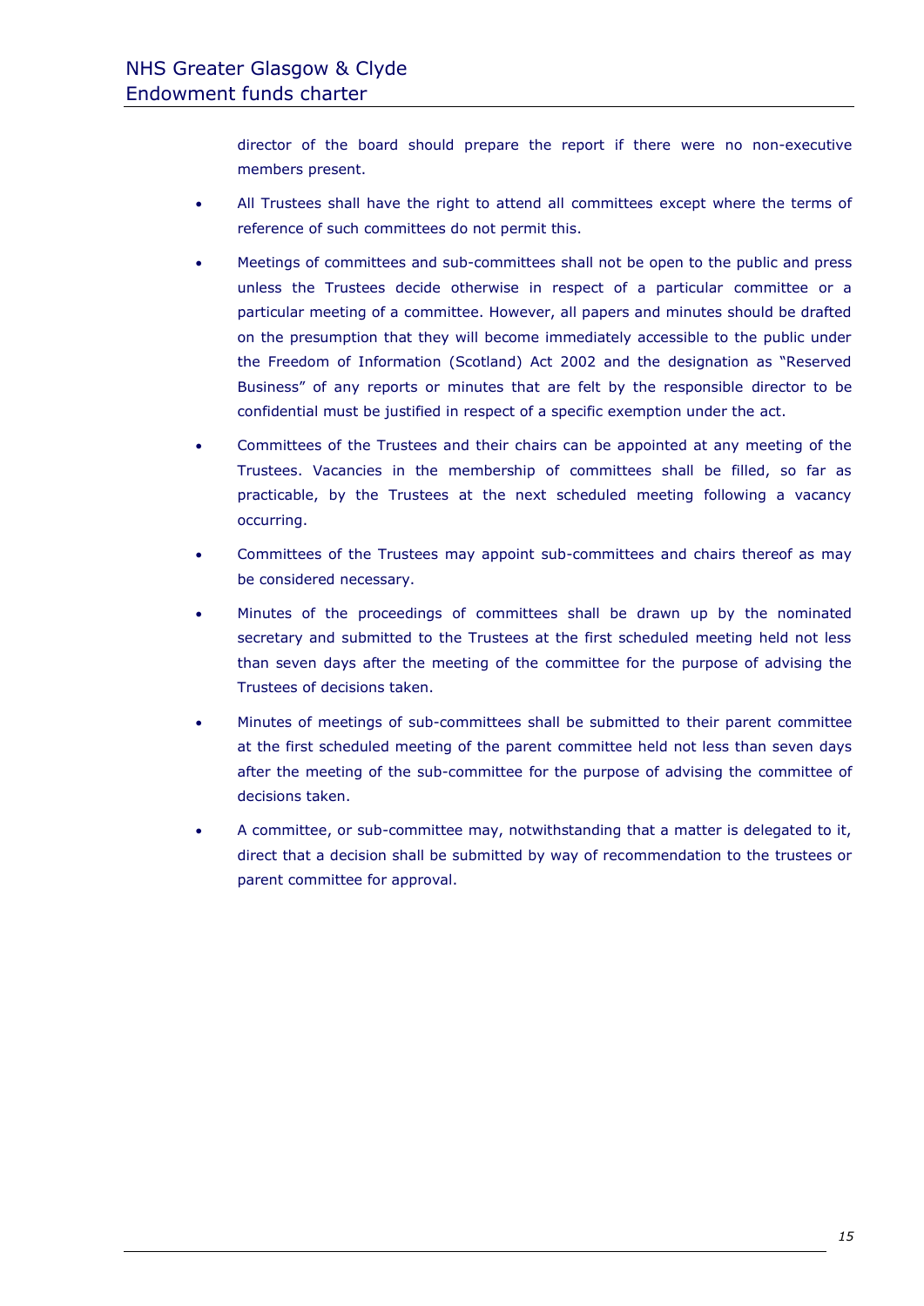director of the board should prepare the report if there were no non-executive members present.

- All Trustees shall have the right to attend all committees except where the terms of reference of such committees do not permit this.
- Meetings of committees and sub-committees shall not be open to the public and press unless the Trustees decide otherwise in respect of a particular committee or a particular meeting of a committee. However, all papers and minutes should be drafted on the presumption that they will become immediately accessible to the public under the Freedom of Information (Scotland) Act 2002 and the designation as "Reserved Business" of any reports or minutes that are felt by the responsible director to be confidential must be justified in respect of a specific exemption under the act.
- Committees of the Trustees and their chairs can be appointed at any meeting of the Trustees. Vacancies in the membership of committees shall be filled, so far as practicable, by the Trustees at the next scheduled meeting following a vacancy occurring.
- Committees of the Trustees may appoint sub-committees and chairs thereof as may be considered necessary.
- Minutes of the proceedings of committees shall be drawn up by the nominated secretary and submitted to the Trustees at the first scheduled meeting held not less than seven days after the meeting of the committee for the purpose of advising the Trustees of decisions taken.
- Minutes of meetings of sub-committees shall be submitted to their parent committee at the first scheduled meeting of the parent committee held not less than seven days after the meeting of the sub-committee for the purpose of advising the committee of decisions taken.
- A committee, or sub-committee may, notwithstanding that a matter is delegated to it, direct that a decision shall be submitted by way of recommendation to the trustees or parent committee for approval.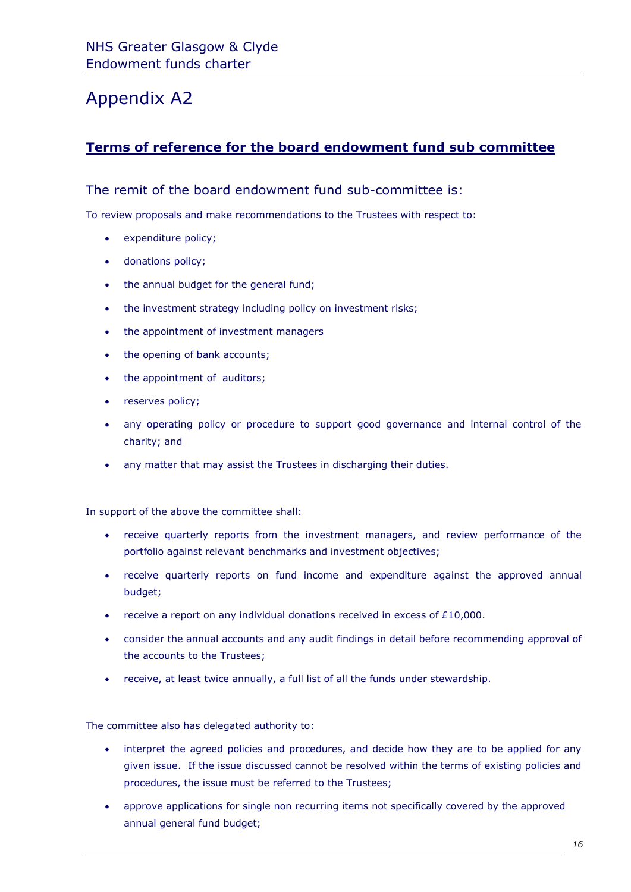# Appendix A2

## Terms of reference for the board endowment fund sub committee

### The remit of the board endowment fund sub-committee is:

To review proposals and make recommendations to the Trustees with respect to:

- expenditure policy;
- donations policy;
- the annual budget for the general fund;
- the investment strategy including policy on investment risks;
- the appointment of investment managers
- the opening of bank accounts;
- the appointment of auditors;
- reserves policy;
- any operating policy or procedure to support good governance and internal control of the charity; and
- any matter that may assist the Trustees in discharging their duties.

In support of the above the committee shall:

- receive quarterly reports from the investment managers, and review performance of the portfolio against relevant benchmarks and investment objectives;
- receive quarterly reports on fund income and expenditure against the approved annual budget;
- receive a report on any individual donations received in excess of £10,000.
- consider the annual accounts and any audit findings in detail before recommending approval of the accounts to the Trustees;
- receive, at least twice annually, a full list of all the funds under stewardship.

The committee also has delegated authority to:

- interpret the agreed policies and procedures, and decide how they are to be applied for any given issue. If the issue discussed cannot be resolved within the terms of existing policies and procedures, the issue must be referred to the Trustees;
- approve applications for single non recurring items not specifically covered by the approved annual general fund budget;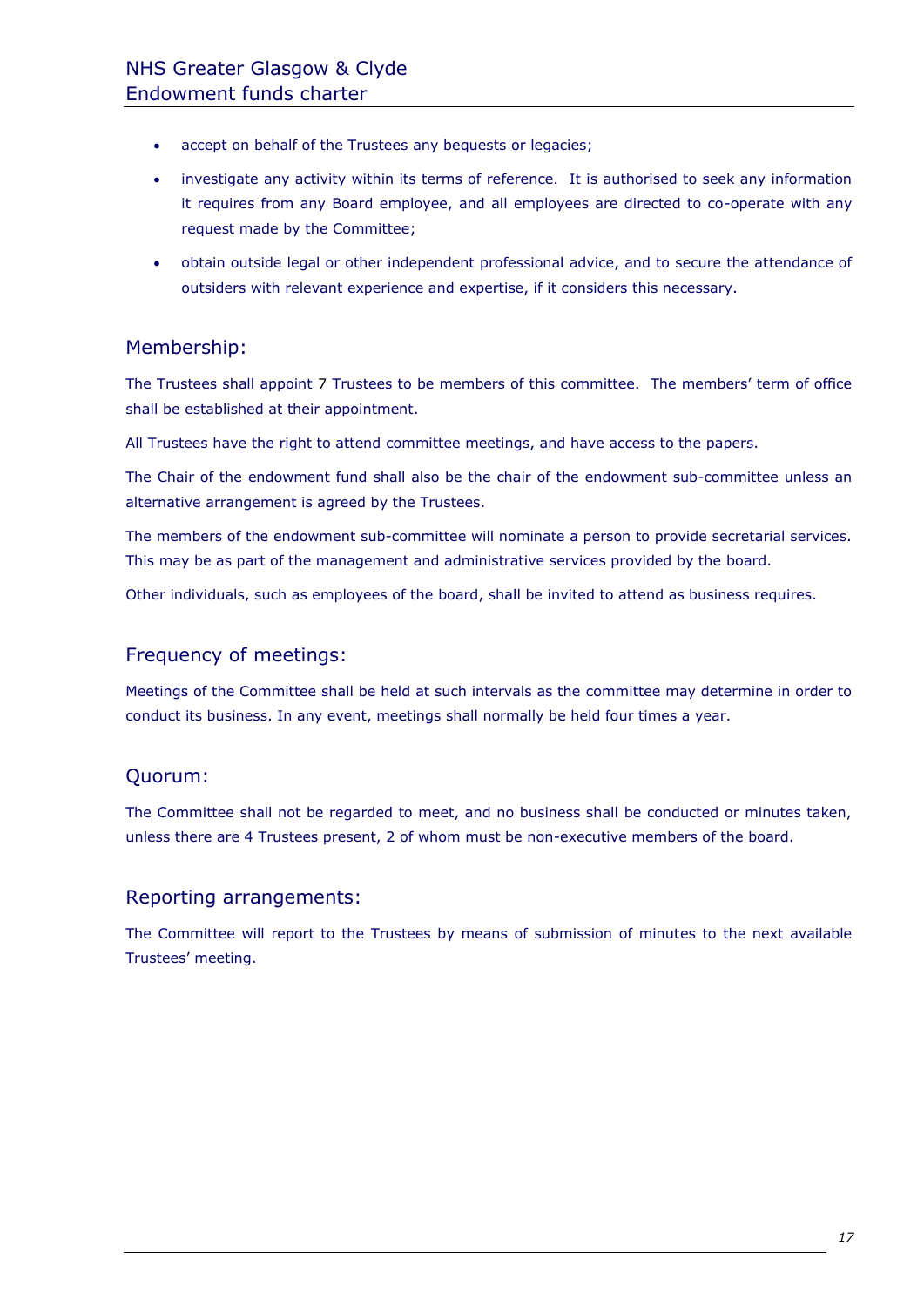- accept on behalf of the Trustees any bequests or legacies;
- investigate any activity within its terms of reference. It is authorised to seek any information it requires from any Board employee, and all employees are directed to co-operate with any request made by the Committee;
- obtain outside legal or other independent professional advice, and to secure the attendance of outsiders with relevant experience and expertise, if it considers this necessary.

## Membership:

The Trustees shall appoint 7 Trustees to be members of this committee. The members' term of office shall be established at their appointment.

All Trustees have the right to attend committee meetings, and have access to the papers.

The Chair of the endowment fund shall also be the chair of the endowment sub-committee unless an alternative arrangement is agreed by the Trustees.

The members of the endowment sub-committee will nominate a person to provide secretarial services. This may be as part of the management and administrative services provided by the board.

Other individuals, such as employees of the board, shall be invited to attend as business requires.

## Frequency of meetings:

Meetings of the Committee shall be held at such intervals as the committee may determine in order to conduct its business. In any event, meetings shall normally be held four times a year.

## Quorum:

The Committee shall not be regarded to meet, and no business shall be conducted or minutes taken, unless there are 4 Trustees present, 2 of whom must be non-executive members of the board.

## Reporting arrangements:

The Committee will report to the Trustees by means of submission of minutes to the next available Trustees' meeting.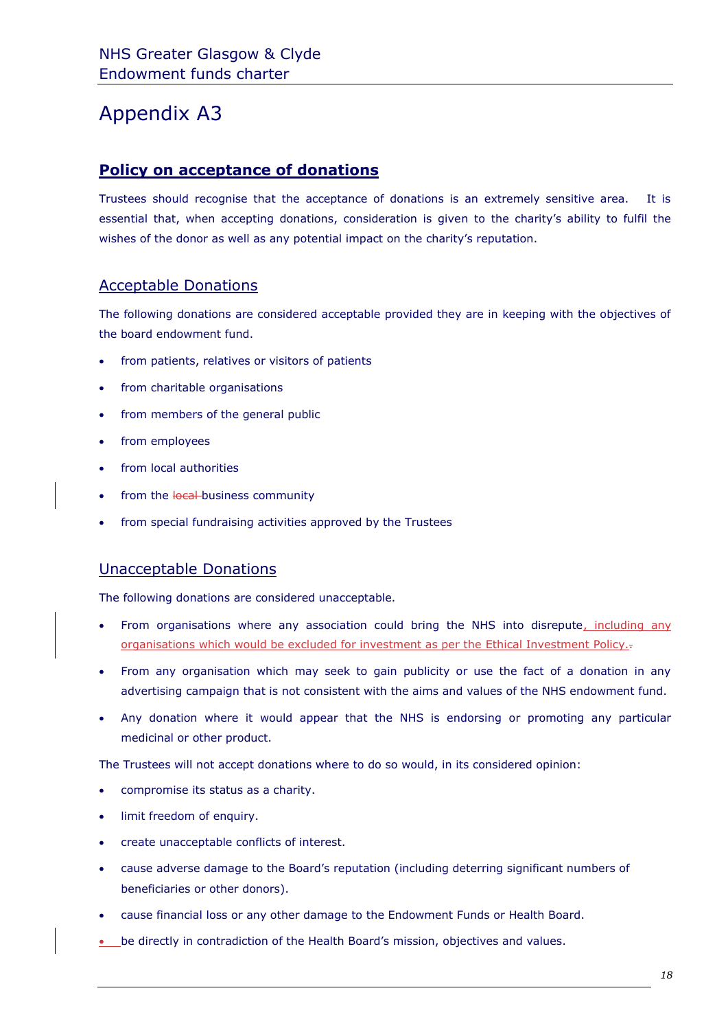# Appendix A3

## Policy on acceptance of donations

Trustees should recognise that the acceptance of donations is an extremely sensitive area. It is essential that, when accepting donations, consideration is given to the charity's ability to fulfil the wishes of the donor as well as any potential impact on the charity's reputation.

### Acceptable Donations

The following donations are considered acceptable provided they are in keeping with the objectives of the board endowment fund.

- from patients, relatives or visitors of patients
- from charitable organisations
- from members of the general public
- from employees
- from local authorities
- from the ~~local~~ business community
- from special fundraising activities approved by the Trustees

### Unacceptable Donations

The following donations are considered unacceptable.

- From organisations where any association could bring the NHS into disrepute, including any organisations which would be excluded for investment as per the Ethical Investment Policy.
- From any organisation which may seek to gain publicity or use the fact of a donation in any advertising campaign that is not consistent with the aims and values of the NHS endowment fund.
- Any donation where it would appear that the NHS is endorsing or promoting any particular medicinal or other product.

The Trustees will not accept donations where to do so would, in its considered opinion:

- compromise its status as a charity.
- limit freedom of enquiry.
- create unacceptable conflicts of interest.
- cause adverse damage to the Board's reputation (including deterring significant numbers of beneficiaries or other donors).
- cause financial loss or any other damage to the Endowment Funds or Health Board.
- be directly in contradiction of the Health Board's mission, objectives and values.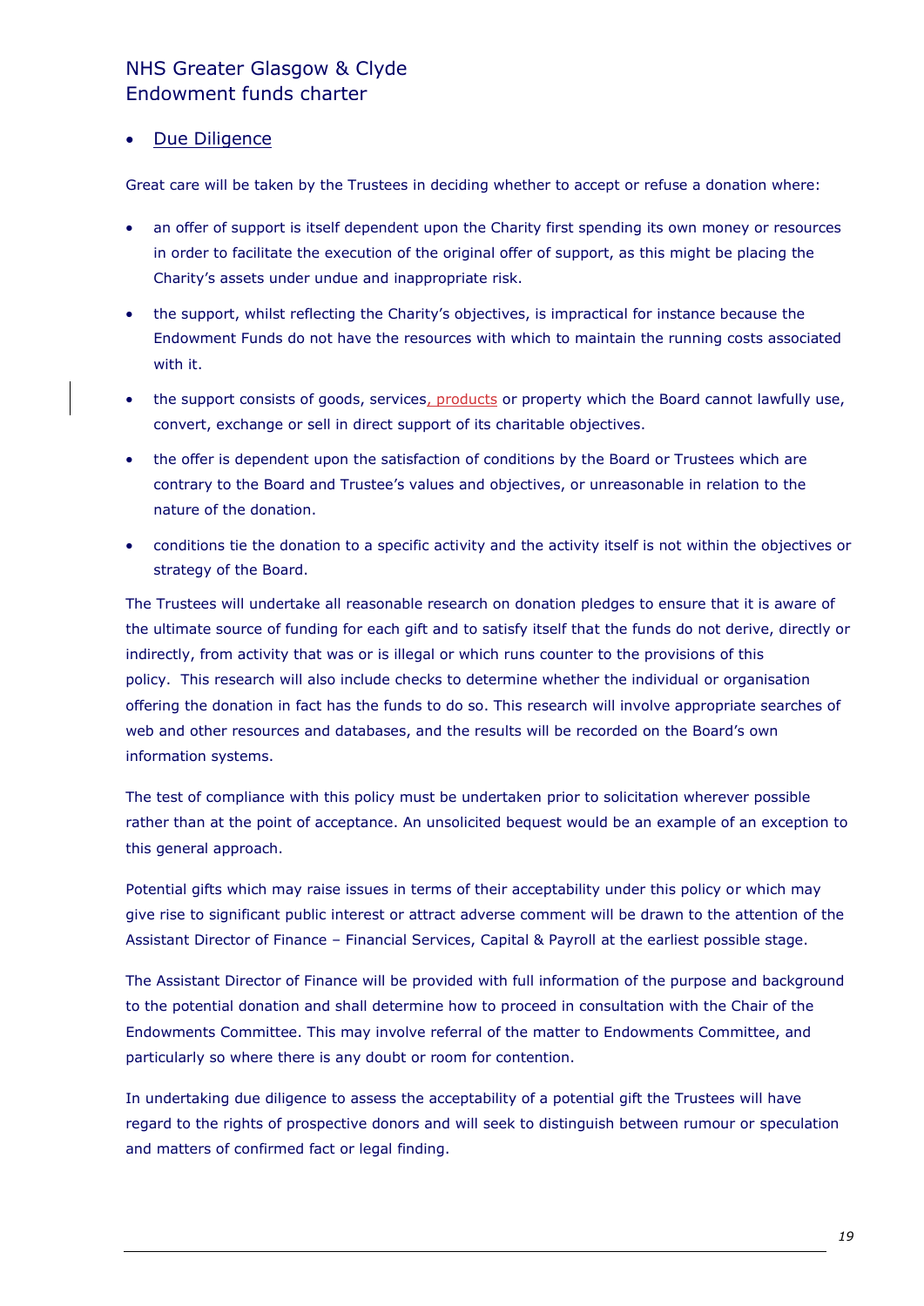- Due Diligence

Great care will be taken by the Trustees in deciding whether to accept or refuse a donation where:

- an offer of support is itself dependent upon the Charity first spending its own money or resources in order to facilitate the execution of the original offer of support, as this might be placing the Charity's assets under undue and inappropriate risk.
- the support, whilst reflecting the Charity's objectives, is impractical for instance because the Endowment Funds do not have the resources with which to maintain the running costs associated with it.
- the support consists of goods, services, products or property which the Board cannot lawfully use, convert, exchange or sell in direct support of its charitable objectives.
- the offer is dependent upon the satisfaction of conditions by the Board or Trustees which are contrary to the Board and Trustee's values and objectives, or unreasonable in relation to the nature of the donation.
- conditions tie the donation to a specific activity and the activity itself is not within the objectives or strategy of the Board.

The Trustees will undertake all reasonable research on donation pledges to ensure that it is aware of the ultimate source of funding for each gift and to satisfy itself that the funds do not derive, directly or indirectly, from activity that was or is illegal or which runs counter to the provisions of this policy. This research will also include checks to determine whether the individual or organisation offering the donation in fact has the funds to do so. This research will involve appropriate searches of web and other resources and databases, and the results will be recorded on the Board's own information systems.

The test of compliance with this policy must be undertaken prior to solicitation wherever possible rather than at the point of acceptance. An unsolicited bequest would be an example of an exception to this general approach.

Potential gifts which may raise issues in terms of their acceptability under this policy or which may give rise to significant public interest or attract adverse comment will be drawn to the attention of the Assistant Director of Finance – Financial Services, Capital & Payroll at the earliest possible stage.

The Assistant Director of Finance will be provided with full information of the purpose and background to the potential donation and shall determine how to proceed in consultation with the Chair of the Endowments Committee. This may involve referral of the matter to Endowments Committee, and particularly so where there is any doubt or room for contention.

In undertaking due diligence to assess the acceptability of a potential gift the Trustees will have regard to the rights of prospective donors and will seek to distinguish between rumour or speculation and matters of confirmed fact or legal finding.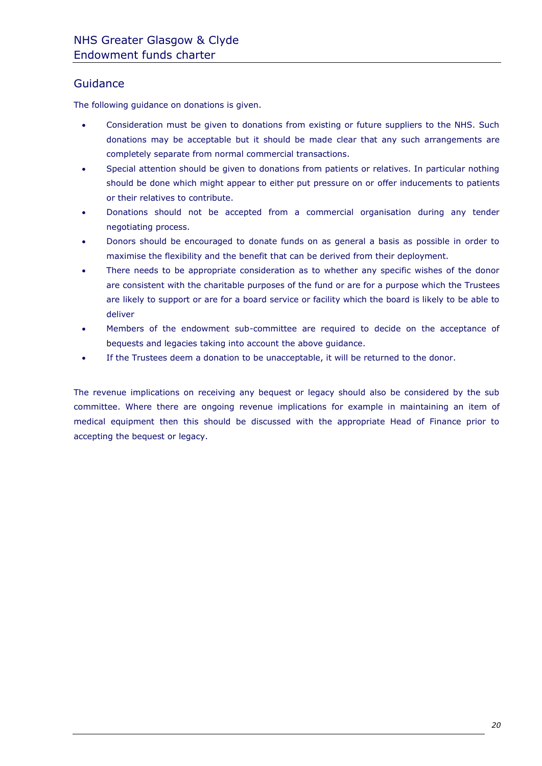## Guidance

The following guidance on donations is given.

- Consideration must be given to donations from existing or future suppliers to the NHS. Such donations may be acceptable but it should be made clear that any such arrangements are completely separate from normal commercial transactions.
- Special attention should be given to donations from patients or relatives. In particular nothing should be done which might appear to either put pressure on or offer inducements to patients or their relatives to contribute.
- Donations should not be accepted from a commercial organisation during any tender negotiating process.
- Donors should be encouraged to donate funds on as general a basis as possible in order to maximise the flexibility and the benefit that can be derived from their deployment.
- There needs to be appropriate consideration as to whether any specific wishes of the donor are consistent with the charitable purposes of the fund or are for a purpose which the Trustees are likely to support or are for a board service or facility which the board is likely to be able to deliver
- Members of the endowment sub-committee are required to decide on the acceptance of bequests and legacies taking into account the above guidance.
- If the Trustees deem a donation to be unacceptable, it will be returned to the donor.

The revenue implications on receiving any bequest or legacy should also be considered by the sub committee. Where there are ongoing revenue implications for example in maintaining an item of medical equipment then this should be discussed with the appropriate Head of Finance prior to accepting the bequest or legacy.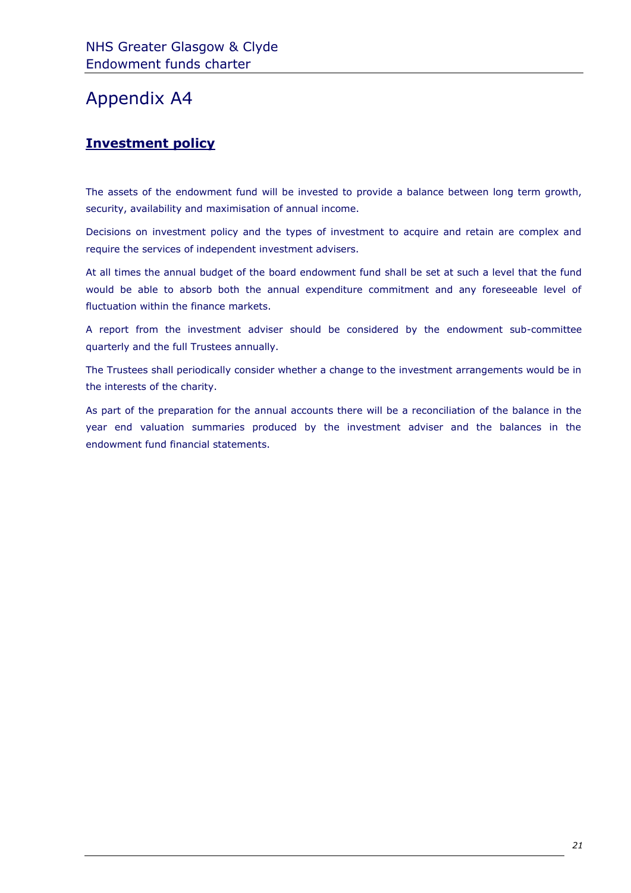# Appendix A4

## **Investment policy**

The assets of the endowment fund will be invested to provide a balance between long term growth, security, availability and maximisation of annual income.

Decisions on investment policy and the types of investment to acquire and retain are complex and require the services of independent investment advisers.

At all times the annual budget of the board endowment fund shall be set at such a level that the fund would be able to absorb both the annual expenditure commitment and any foreseeable level of fluctuation within the finance markets.

A report from the investment adviser should be considered by the endowment sub-committee quarterly and the full Trustees annually.

The Trustees shall periodically consider whether a change to the investment arrangements would be in the interests of the charity.

As part of the preparation for the annual accounts there will be a reconciliation of the balance in the year end valuation summaries produced by the investment adviser and the balances in the endowment fund financial statements.